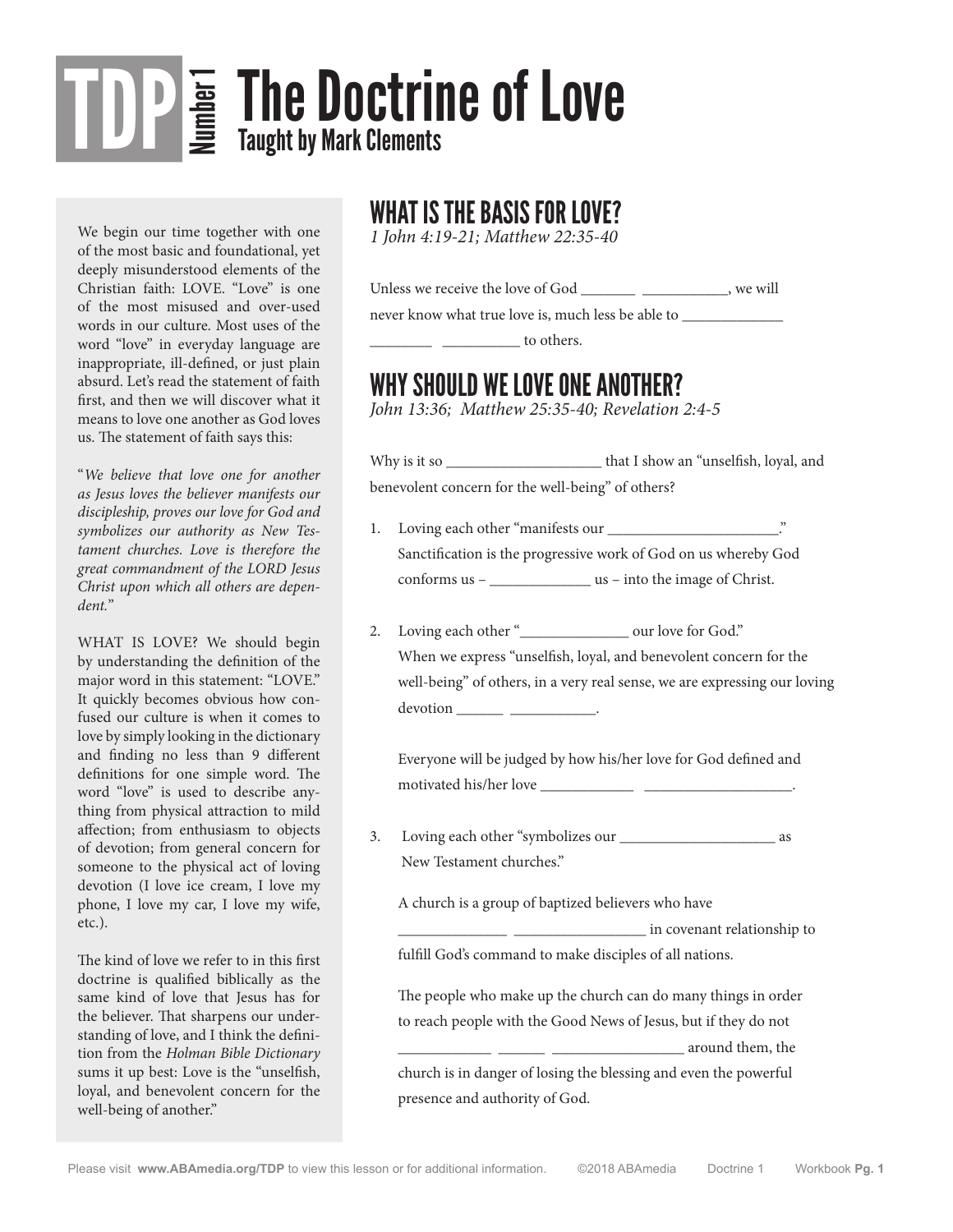# TDP Number 1 The Doctrine of Love

**Taught by Mark Clements**

We begin our time together with one of the most basic and foundational, yet deeply misunderstood elements of the Christian faith: LOVE. "Love" is one of the most misused and over-used words in our culture. Most uses of the word "love" in everyday language are inappropriate, ill-defined, or just plain absurd. Let's read the statement of faith first, and then we will discover what it means to love one another as God loves us. The statement of faith says this:

"*We believe that love one for another as Jesus loves the believer manifests our discipleship, proves our love for God and symbolizes our authority as New Testament churches. Love is therefore the great commandment of the LORD Jesus Christ upon which all others are dependent.*"

WHAT IS LOVE? We should begin by understanding the definition of the major word in this statement: "LOVE." It quickly becomes obvious how confused our culture is when it comes to love by simply looking in the dictionary and finding no less than 9 different definitions for one simple word. The word "love" is used to describe anything from physical attraction to mild affection; from enthusiasm to objects of devotion; from general concern for someone to the physical act of loving devotion (I love ice cream, I love my phone, I love my car, I love my wife, etc.).

The kind of love we refer to in this first doctrine is qualified biblically as the same kind of love that Jesus has for the believer. That sharpens our understanding of love, and I think the definition from the *Holman Bible Dictionary* sums it up best: Love is the "unselfish, loyal, and benevolent concern for the well-being of another."

## WHAT IS THE BASIS FOR LOVE?

*1 John 4:19-21; Matthew 22:35-40*

Unless we receive the love of God _______ ___________, we will never know what true love is, much less be able to _____________ ________ __________ to others.

## WHY SHOULD WE LOVE ONE ANOTHER?

*John 13:36; Matthew 25:35-40; Revelation 2:4-5*

Why is it so ____________________ that I show an "unselfish, loyal, and benevolent concern for the well-being" of others?

1. Loving each other "manifests our ______________________."
   Sanctification is the progressive work of God on us whereby God conforms us – _____________ us – into the image of Christ.

2. Loving each other "______________ our love for God."
   When we express "unselfish, loyal, and benevolent concern for the well-being" of others, in a very real sense, we are expressing our loving devotion ______ ___________.

   Everyone will be judged by how his/her love for God defined and motivated his/her love ____________ ___________________.

3. Loving each other "symbolizes our ____________________ as New Testament churches."

   A church is a group of baptized believers who have ______________ _________________ in covenant relationship to fulfill God's command to make disciples of all nations.

   The people who make up the church can do many things in order to reach people with the Good News of Jesus, but if they do not ____________ ______ _________________ around them, the church is in danger of losing the blessing and even the powerful presence and authority of God.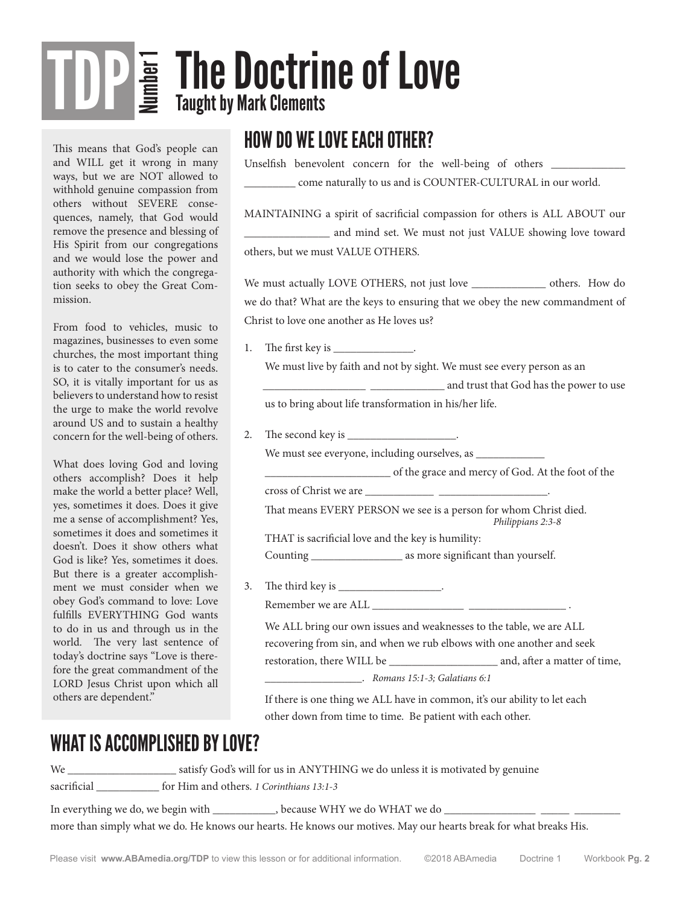# TDP Number 1 The Doctrine of Love

## Taught by Mark Clements

This means that God's people can and WILL get it wrong in many ways, but we are NOT allowed to withhold genuine compassion from others without SEVERE consequences, namely, that God would remove the presence and blessing of His Spirit from our congregations and we would lose the power and authority with which the congregation seeks to obey the Great Commission.

From food to vehicles, music to magazines, businesses to even some churches, the most important thing is to cater to the consumer's needs. SO, it is vitally important for us as believers to understand how to resist the urge to make the world revolve around US and to sustain a healthy concern for the well-being of others.

What does loving God and loving others accomplish? Does it help make the world a better place? Well, yes, sometimes it does. Does it give me a sense of accomplishment? Yes, sometimes it does and sometimes it doesn't. Does it show others what God is like? Yes, sometimes it does. But there is a greater accomplishment we must consider when we obey God's command to love: Love fulfills EVERYTHING God wants to do in us and through us in the world. The very last sentence of today's doctrine says "Love is therefore the great commandment of the LORD Jesus Christ upon which all others are dependent."

## HOW DO WE LOVE EACH OTHER?

Unselfish benevolent concern for the well-being of others _____________ _________ come naturally to us and is COUNTER-CULTURAL in our world.

MAINTAINING a spirit of sacrificial compassion for others is ALL ABOUT our _______________ and mind set. We must not just VALUE showing love toward others, but we must VALUE OTHERS.

We must actually LOVE OTHERS, not just love _____________ others. How do we do that? What are the keys to ensuring that we obey the new commandment of Christ to love one another as He loves us?

1. The first key is ______________.
   
   We must live by faith and not by sight. We must see every person as an __________________ _____________ and trust that God has the power to use us to bring about life transformation in his/her life.

2. The second key is ___________________.
   
   We must see everyone, including ourselves, as ____________ ______________________ of the grace and mercy of God. At the foot of the cross of Christ we are ____________ ___________________.
   
   That means EVERY PERSON we see is a person for whom Christ died. *Philippians 2:3-8*
   
   THAT is sacrificial love and the key is humility:
   
   Counting ________________ as more significant than yourself.

3. The third key is __________________.
   
   Remember we are ALL ________________ _________________ .
   
   We ALL bring our own issues and weaknesses to the table, we are ALL recovering from sin, and when we rub elbows with one another and seek restoration, there WILL be ___________________ and, after a matter of time, _________________. *Romans 15:1-3; Galatians 6:1*
   
   If there is one thing we ALL have in common, it's our ability to let each other down from time to time. Be patient with each other.

## WHAT IS ACCOMPLISHED BY LOVE?

We ___________________ satisfy God's will for us in ANYTHING we do unless it is motivated by genuine sacrificial ___________ for Him and others. *1 Corinthians 13:1-3*

In everything we do, we begin with ___________, because WHY we do WHAT we do ________________ _____ ________ more than simply what we do. He knows our hearts. He knows our motives. May our hearts break for what breaks His.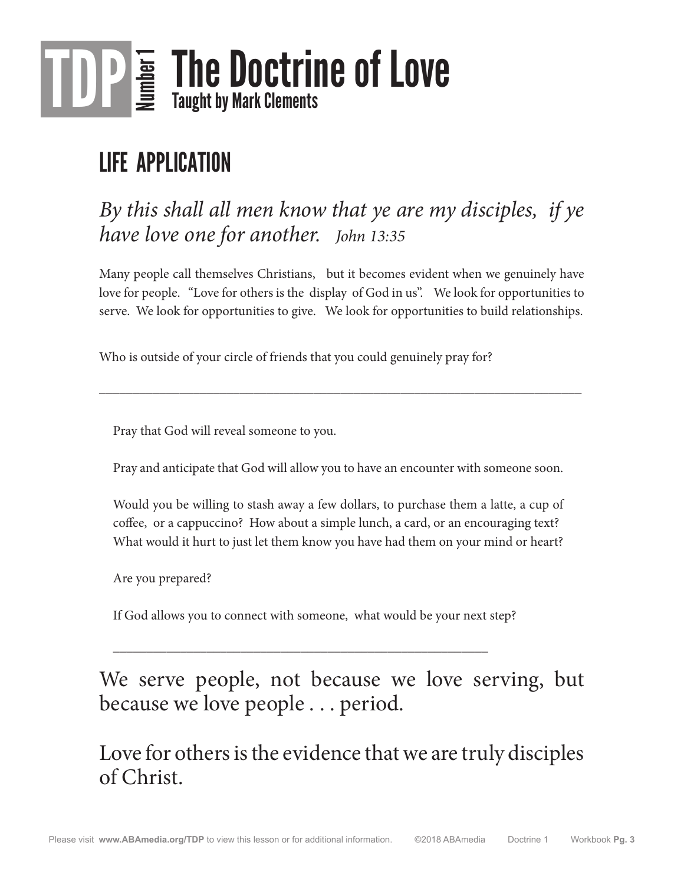# TDP Number 1 The Doctrine of Love

Taught by Mark Clements

## LIFE APPLICATION

*By this shall all men know that ye are my disciples, if ye have love one for another. John 13:35*

Many people call themselves Christians, but it becomes evident when we genuinely have love for people. "Love for others is the display of God in us". We look for opportunities to serve. We look for opportunities to give. We look for opportunities to build relationships.

Who is outside of your circle of friends that you could genuinely pray for?

\_\_\_\_\_\_\_\_\_\_\_\_\_\_\_\_\_\_\_\_\_\_\_\_\_\_\_\_\_\_\_\_\_\_\_\_\_\_\_\_\_\_\_\_\_\_\_\_\_\_\_\_\_\_\_\_\_\_\_\_\_\_\_\_\_\_\_\_\_\_

Pray that God will reveal someone to you.

Pray and anticipate that God will allow you to have an encounter with someone soon.

Would you be willing to stash away a few dollars, to purchase them a latte, a cup of coffee, or a cappuccino? How about a simple lunch, a card, or an encouraging text? What would it hurt to just let them know you have had them on your mind or heart?

Are you prepared?

If God allows you to connect with someone, what would be your next step?

\_\_\_\_\_\_\_\_\_\_\_\_\_\_\_\_\_\_\_\_\_\_\_\_\_\_\_\_\_\_\_\_\_\_\_\_\_\_\_\_\_\_\_\_\_\_\_\_\_\_\_\_\_\_

We serve people, not because we love serving, but because we love people . . . period.

Love for others is the evidence that we are truly disciples of Christ.